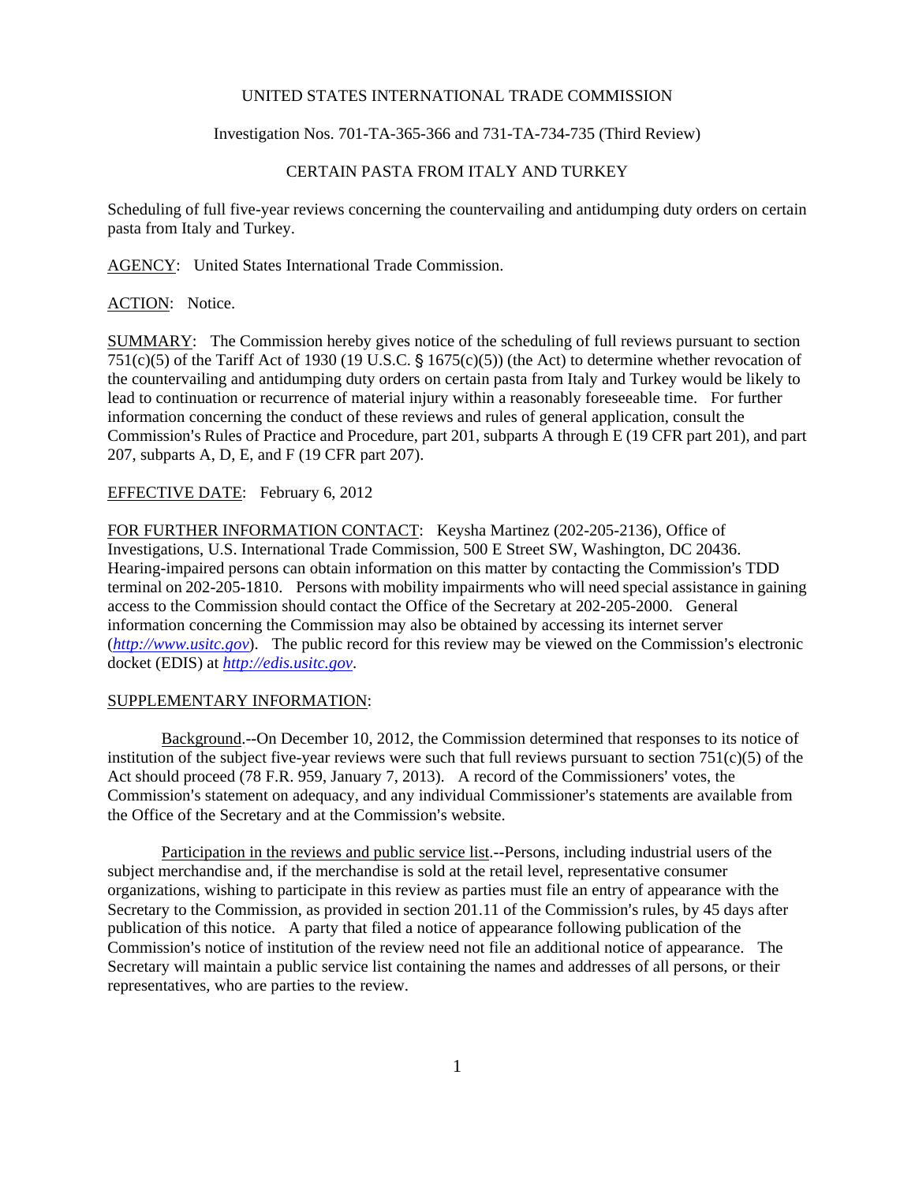UNITED STATES INTERNATIONAL TRADE COMMISSION

Investigation Nos. 701-TA-365-366 and 731-TA-734-735 (Third Review)

CERTAIN PASTA FROM ITALY AND TURKEY

Scheduling of full five-year reviews concerning the countervailing and antidumping duty orders on certain pasta from Italy and Turkey.

AGENCY: United States International Trade Commission.

ACTION: Notice.

SUMMARY: The Commission hereby gives notice of the scheduling of full reviews pursuant to section 751(c)(5) of the Tariff Act of 1930 (19 U.S.C. § 1675(c)(5)) (the Act) to determine whether revocation of the countervailing and antidumping duty orders on certain pasta from Italy and Turkey would be likely to lead to continuation or recurrence of material injury within a reasonably foreseeable time. For further information concerning the conduct of these reviews and rules of general application, consult the Commission's Rules of Practice and Procedure, part 201, subparts A through E (19 CFR part 201), and part 207, subparts A, D, E, and F (19 CFR part 207).

EFFECTIVE DATE: February 6, 2012

FOR FURTHER INFORMATION CONTACT: Keysha Martinez (202-205-2136), Office of Investigations, U.S. International Trade Commission, 500 E Street SW, Washington, DC 20436. Hearing-impaired persons can obtain information on this matter by contacting the Commission's TDD terminal on 202-205-1810. Persons with mobility impairments who will need special assistance in gaining access to the Commission should contact the Office of the Secretary at 202-205-2000. General information concerning the Commission may also be obtained by accessing its internet server (*http://www.usitc.gov*). The public record for this review may be viewed on the Commission's electronic docket (EDIS) at *http://edis.usitc.gov*.

SUPPLEMENTARY INFORMATION:

Background.--On December 10, 2012, the Commission determined that responses to its notice of institution of the subject five-year reviews were such that full reviews pursuant to section 751(c)(5) of the Act should proceed (78 F.R. 959, January 7, 2013). A record of the Commissioners' votes, the Commission's statement on adequacy, and any individual Commissioner's statements are available from the Office of the Secretary and at the Commission's website.

Participation in the reviews and public service list.--Persons, including industrial users of the subject merchandise and, if the merchandise is sold at the retail level, representative consumer organizations, wishing to participate in this review as parties must file an entry of appearance with the Secretary to the Commission, as provided in section 201.11 of the Commission's rules, by 45 days after publication of this notice. A party that filed a notice of appearance following publication of the Commission's notice of institution of the review need not file an additional notice of appearance. The Secretary will maintain a public service list containing the names and addresses of all persons, or their representatives, who are parties to the review.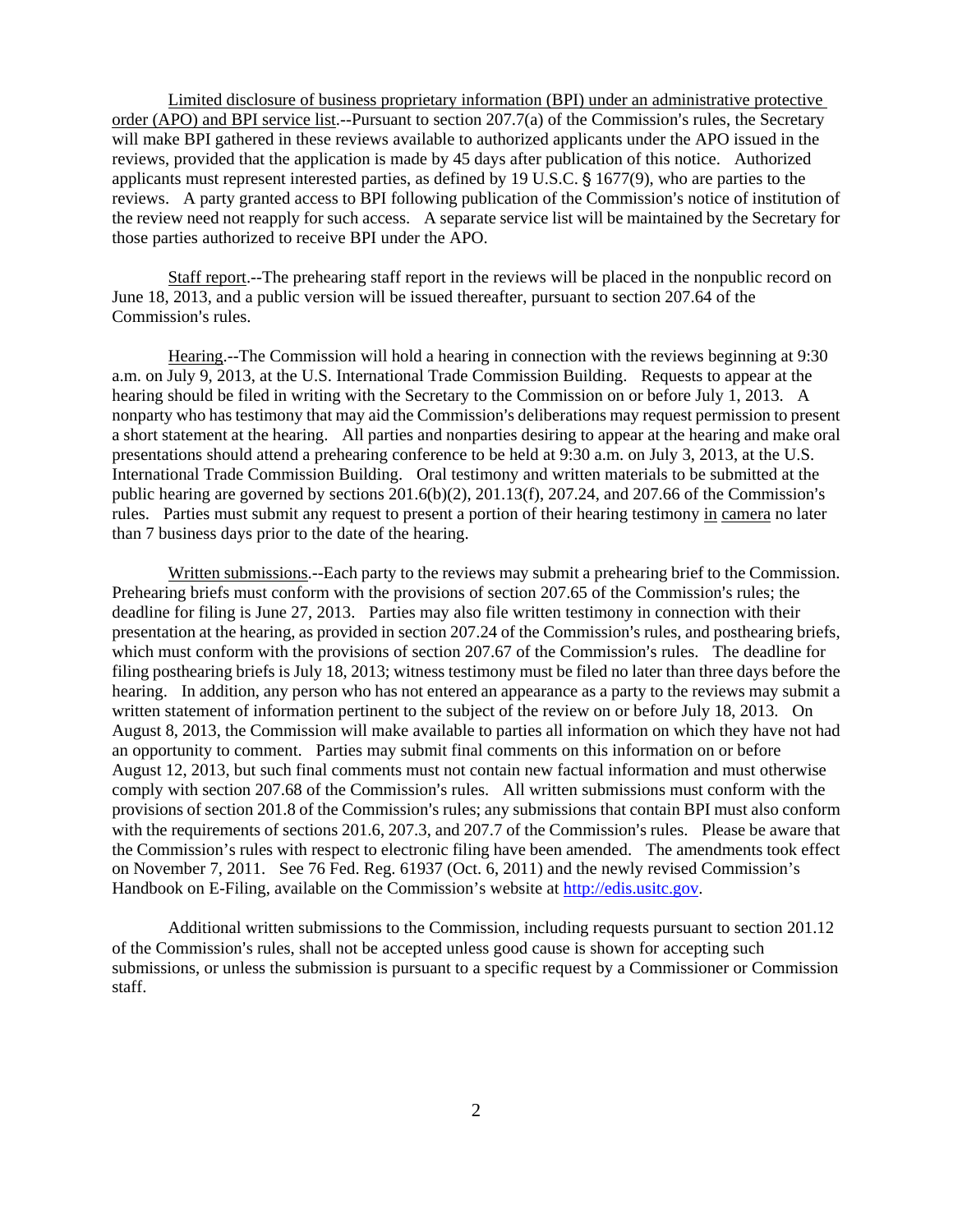Limited disclosure of business proprietary information (BPI) under an administrative protective order (APO) and BPI service list.--Pursuant to section 207.7(a) of the Commission's rules, the Secretary will make BPI gathered in these reviews available to authorized applicants under the APO issued in the reviews, provided that the application is made by 45 days after publication of this notice. Authorized applicants must represent interested parties, as defined by 19 U.S.C. § 1677(9), who are parties to the reviews. A party granted access to BPI following publication of the Commission's notice of institution of the review need not reapply for such access. A separate service list will be maintained by the Secretary for those parties authorized to receive BPI under the APO.

Staff report.--The prehearing staff report in the reviews will be placed in the nonpublic record on June 18, 2013, and a public version will be issued thereafter, pursuant to section 207.64 of the Commission's rules.

Hearing.--The Commission will hold a hearing in connection with the reviews beginning at 9:30 a.m. on July 9, 2013, at the U.S. International Trade Commission Building. Requests to appear at the hearing should be filed in writing with the Secretary to the Commission on or before July 1, 2013. A nonparty who has testimony that may aid the Commission's deliberations may request permission to present a short statement at the hearing. All parties and nonparties desiring to appear at the hearing and make oral presentations should attend a prehearing conference to be held at 9:30 a.m. on July 3, 2013, at the U.S. International Trade Commission Building. Oral testimony and written materials to be submitted at the public hearing are governed by sections 201.6(b)(2), 201.13(f), 207.24, and 207.66 of the Commission's rules. Parties must submit any request to present a portion of their hearing testimony in camera no later than 7 business days prior to the date of the hearing.

Written submissions.--Each party to the reviews may submit a prehearing brief to the Commission. Prehearing briefs must conform with the provisions of section 207.65 of the Commission's rules; the deadline for filing is June 27, 2013. Parties may also file written testimony in connection with their presentation at the hearing, as provided in section 207.24 of the Commission's rules, and posthearing briefs, which must conform with the provisions of section 207.67 of the Commission's rules. The deadline for filing posthearing briefs is July 18, 2013; witness testimony must be filed no later than three days before the hearing. In addition, any person who has not entered an appearance as a party to the reviews may submit a written statement of information pertinent to the subject of the review on or before July 18, 2013. On August 8, 2013, the Commission will make available to parties all information on which they have not had an opportunity to comment. Parties may submit final comments on this information on or before August 12, 2013, but such final comments must not contain new factual information and must otherwise comply with section 207.68 of the Commission's rules. All written submissions must conform with the provisions of section 201.8 of the Commission's rules; any submissions that contain BPI must also conform with the requirements of sections 201.6, 207.3, and 207.7 of the Commission's rules. Please be aware that the Commission's rules with respect to electronic filing have been amended. The amendments took effect on November 7, 2011. See 76 Fed. Reg. 61937 (Oct. 6, 2011) and the newly revised Commission's Handbook on E-Filing, available on the Commission's website at http://edis.usitc.gov.

Additional written submissions to the Commission, including requests pursuant to section 201.12 of the Commission's rules, shall not be accepted unless good cause is shown for accepting such submissions, or unless the submission is pursuant to a specific request by a Commissioner or Commission staff.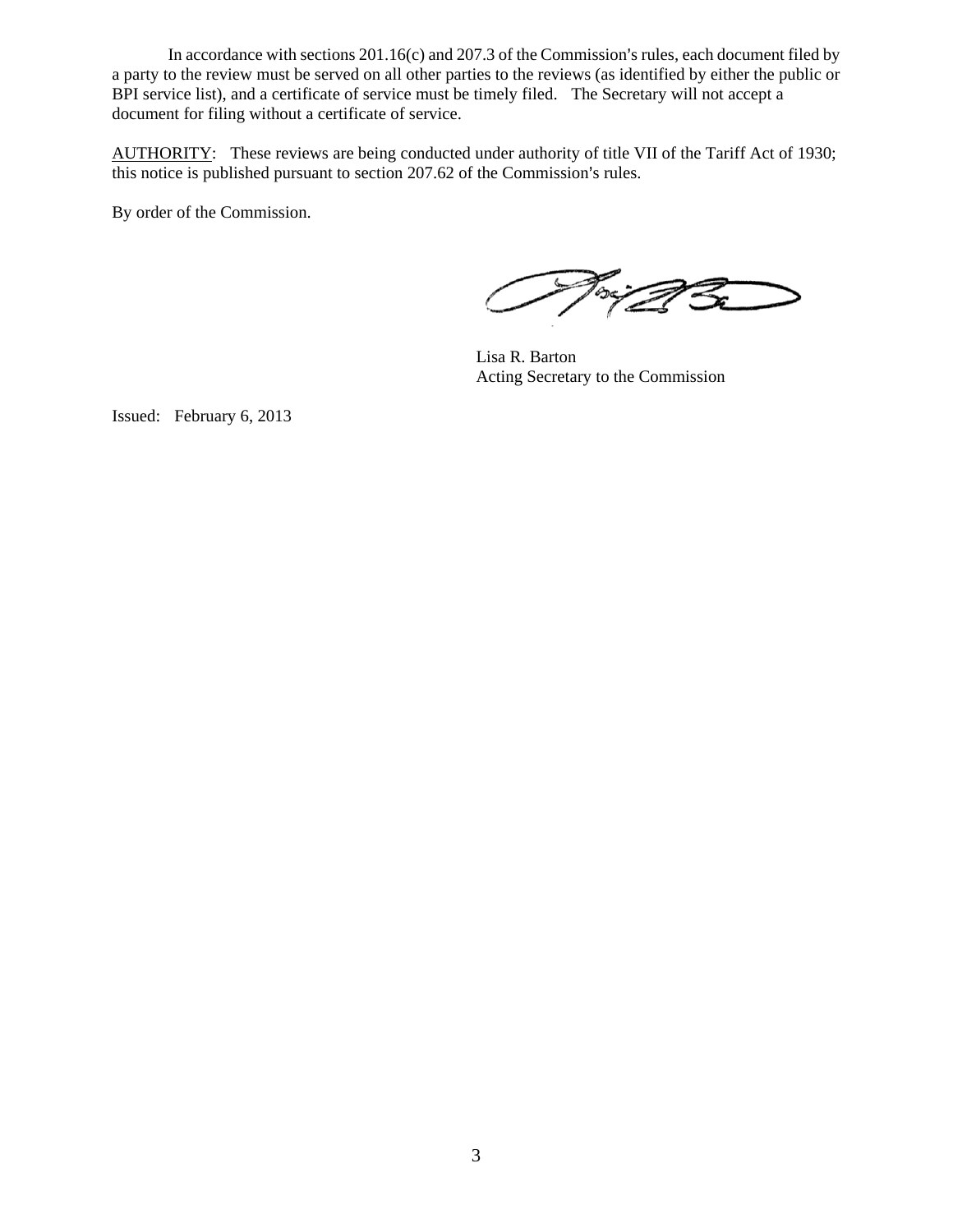In accordance with sections 201.16(c) and 207.3 of the Commission's rules, each document filed by a party to the review must be served on all other parties to the reviews (as identified by either the public or BPI service list), and a certificate of service must be timely filed. The Secretary will not accept a document for filing without a certificate of service.

AUTHORITY: These reviews are being conducted under authority of title VII of the Tariff Act of 1930; this notice is published pursuant to section 207.62 of the Commission's rules.

By order of the Commission.

Lisa R. Barton
Acting Secretary to the Commission

Issued: February 6, 2013